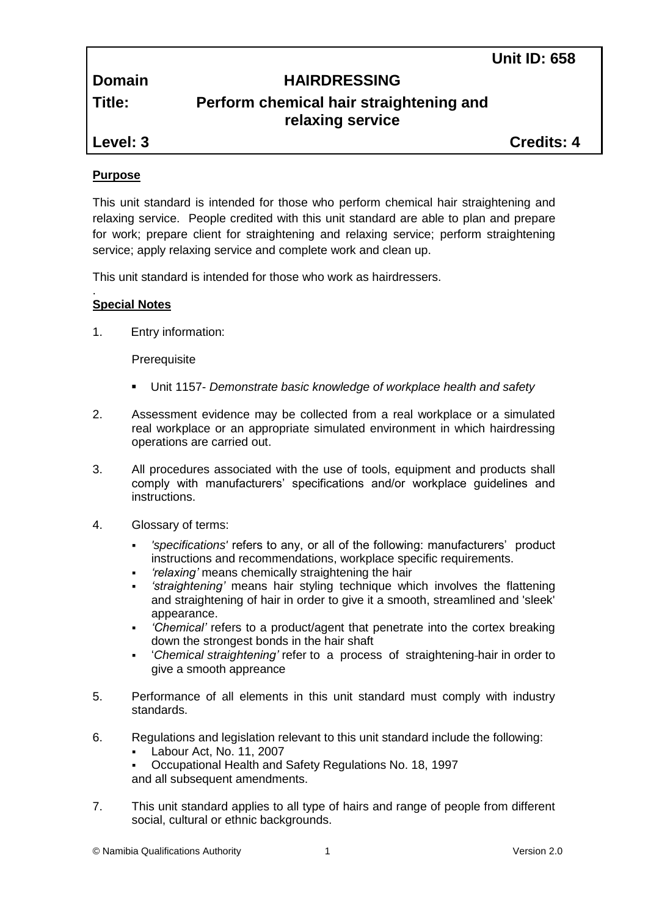| | | |
|---|---|---|
| | | **Unit ID: 658** |
| **Domain** | **HAIRDRESSING** | |
| **Title:** | **Perform chemical hair straightening and relaxing service** | |
| **Level: 3** | | **Credits: 4** |

**Purpose**

This unit standard is intended for those who perform chemical hair straightening and relaxing service. People credited with this unit standard are able to plan and prepare for work; prepare client for straightening and relaxing service; perform straightening service; apply relaxing service and complete work and clean up.

This unit standard is intended for those who work as hairdressers.

.
**Special Notes**

1. Entry information:

   Prerequisite

   - Unit 1157- *Demonstrate basic knowledge of workplace health and safety*

2. Assessment evidence may be collected from a real workplace or a simulated real workplace or an appropriate simulated environment in which hairdressing operations are carried out.

3. All procedures associated with the use of tools, equipment and products shall comply with manufacturers' specifications and/or workplace guidelines and instructions.

4. Glossary of terms:

   - *'specifications'* refers to any, or all of the following: manufacturers' product instructions and recommendations, workplace specific requirements.
   - *'relaxing'* means chemically straightening the hair
   - *'straightening'* means hair styling technique which involves the flattening and straightening of hair in order to give it a smooth, streamlined and 'sleek' appearance.
   - *'Chemical'* refers to a product/agent that penetrate into the cortex breaking down the strongest bonds in the hair shaft
   - '*Chemical straightening'* refer to a process of straightening-hair in order to give a smooth appreance

5. Performance of all elements in this unit standard must comply with industry standards.

6. Regulations and legislation relevant to this unit standard include the following:
   - Labour Act, No. 11, 2007
   - Occupational Health and Safety Regulations No. 18, 1997

   and all subsequent amendments.

7. This unit standard applies to all type of hairs and range of people from different social, cultural or ethnic backgrounds.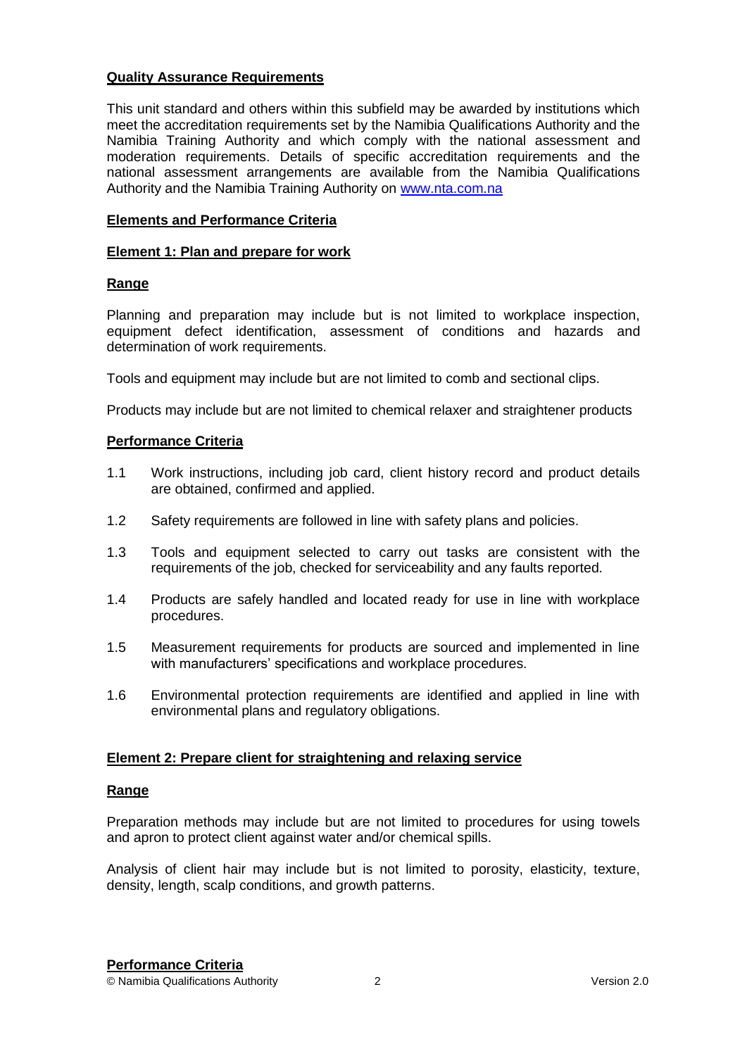**Quality Assurance Requirements**

This unit standard and others within this subfield may be awarded by institutions which meet the accreditation requirements set by the Namibia Qualifications Authority and the Namibia Training Authority and which comply with the national assessment and moderation requirements. Details of specific accreditation requirements and the national assessment arrangements are available from the Namibia Qualifications Authority and the Namibia Training Authority on www.nta.com.na

**Elements and Performance Criteria**

**Element 1: Plan and prepare for work**

**Range**

Planning and preparation may include but is not limited to workplace inspection, equipment defect identification, assessment of conditions and hazards and determination of work requirements.

Tools and equipment may include but are not limited to comb and sectional clips.

Products may include but are not limited to chemical relaxer and straightener products

**Performance Criteria**

1.1 Work instructions, including job card, client history record and product details are obtained, confirmed and applied.

1.2 Safety requirements are followed in line with safety plans and policies.

1.3 Tools and equipment selected to carry out tasks are consistent with the requirements of the job, checked for serviceability and any faults reported.

1.4 Products are safely handled and located ready for use in line with workplace procedures.

1.5 Measurement requirements for products are sourced and implemented in line with manufacturers' specifications and workplace procedures.

1.6 Environmental protection requirements are identified and applied in line with environmental plans and regulatory obligations.

**Element 2: Prepare client for straightening and relaxing service**

**Range**

Preparation methods may include but are not limited to procedures for using towels and apron to protect client against water and/or chemical spills.

Analysis of client hair may include but is not limited to porosity, elasticity, texture, density, length, scalp conditions, and growth patterns.

**Performance Criteria**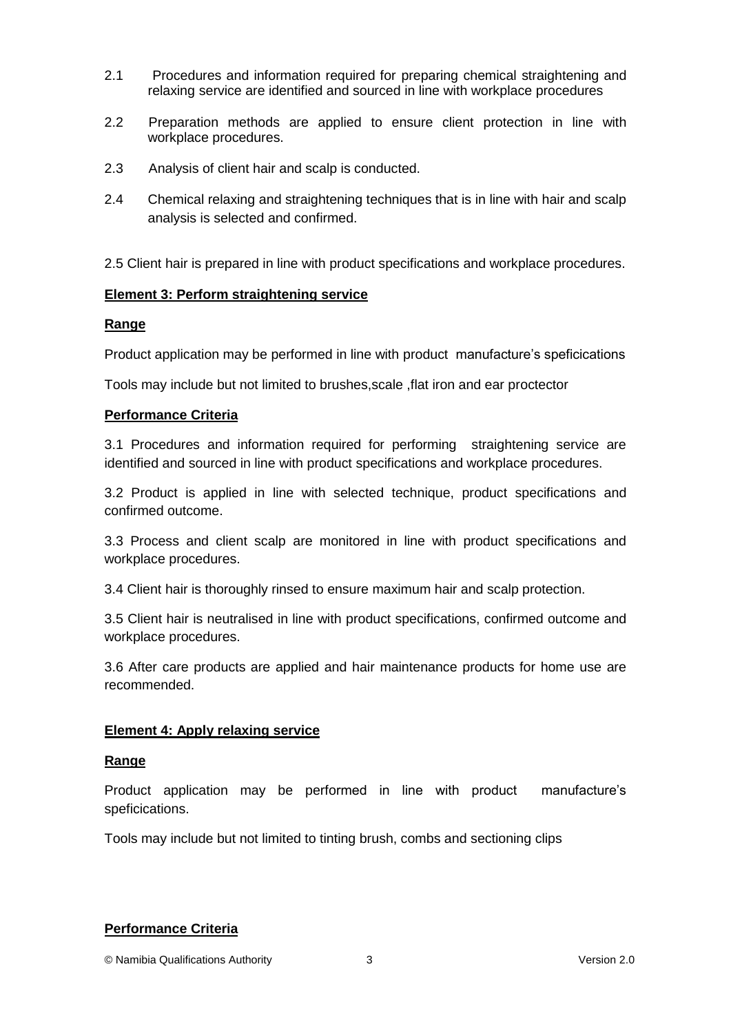2.1 Procedures and information required for preparing chemical straightening and relaxing service are identified and sourced in line with workplace procedures

2.2 Preparation methods are applied to ensure client protection in line with workplace procedures.

2.3 Analysis of client hair and scalp is conducted.

2.4 Chemical relaxing and straightening techniques that is in line with hair and scalp analysis is selected and confirmed.

2.5 Client hair is prepared in line with product specifications and workplace procedures.

**Element 3: Perform straightening service**

**Range**

Product application may be performed in line with product manufacture's speficications

Tools may include but not limited to brushes,scale ,flat iron and ear proctector

**Performance Criteria**

3.1 Procedures and information required for performing straightening service are identified and sourced in line with product specifications and workplace procedures.

3.2 Product is applied in line with selected technique, product specifications and confirmed outcome.

3.3 Process and client scalp are monitored in line with product specifications and workplace procedures.

3.4 Client hair is thoroughly rinsed to ensure maximum hair and scalp protection.

3.5 Client hair is neutralised in line with product specifications, confirmed outcome and workplace procedures.

3.6 After care products are applied and hair maintenance products for home use are recommended.

**Element 4: Apply relaxing service**

**Range**

Product application may be performed in line with product manufacture's speficications.

Tools may include but not limited to tinting brush, combs and sectioning clips

**Performance Criteria**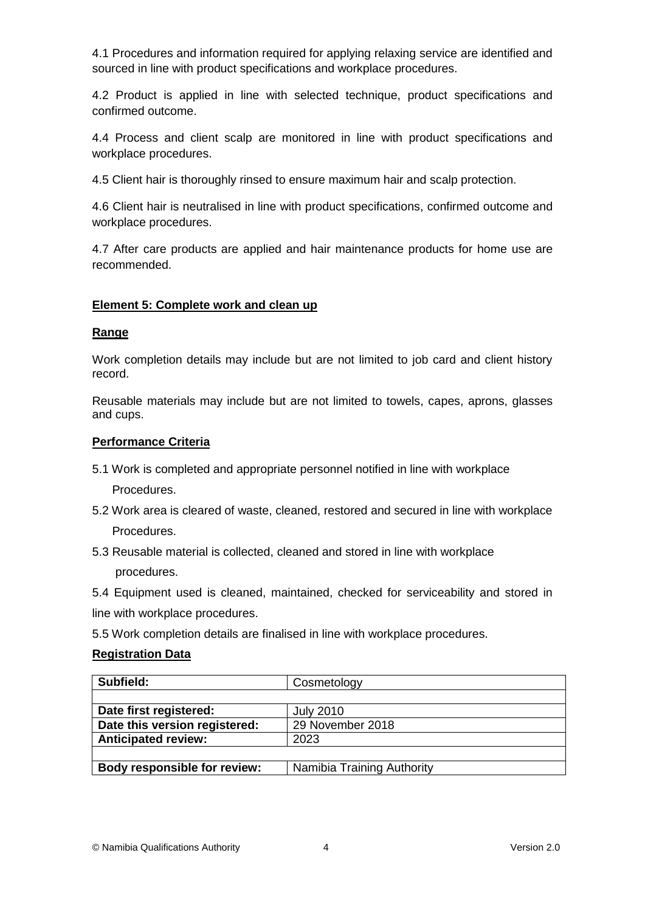4.1 Procedures and information required for applying relaxing service are identified and sourced in line with product specifications and workplace procedures.

4.2 Product is applied in line with selected technique, product specifications and confirmed outcome.

4.4 Process and client scalp are monitored in line with product specifications and workplace procedures.

4.5 Client hair is thoroughly rinsed to ensure maximum hair and scalp protection.

4.6 Client hair is neutralised in line with product specifications, confirmed outcome and workplace procedures.

4.7 After care products are applied and hair maintenance products for home use are recommended.

**Element 5: Complete work and clean up**

**Range**

Work completion details may include but are not limited to job card and client history record.

Reusable materials may include but are not limited to towels, capes, aprons, glasses and cups.

**Performance Criteria**

5.1 Work is completed and appropriate personnel notified in line with workplace Procedures.

5.2 Work area is cleared of waste, cleaned, restored and secured in line with workplace Procedures.

5.3 Reusable material is collected, cleaned and stored in line with workplace procedures.

5.4 Equipment used is cleaned, maintained, checked for serviceability and stored in line with workplace procedures.

5.5 Work completion details are finalised in line with workplace procedures.

**Registration Data**

| | |
|---|---|
| **Subfield:** | Cosmetology |
| | |
| **Date first registered:** | July 2010 |
| **Date this version registered:** | 29 November 2018 |
| **Anticipated review:** | 2023 |
| | |
| **Body responsible for review:** | Namibia Training Authority |